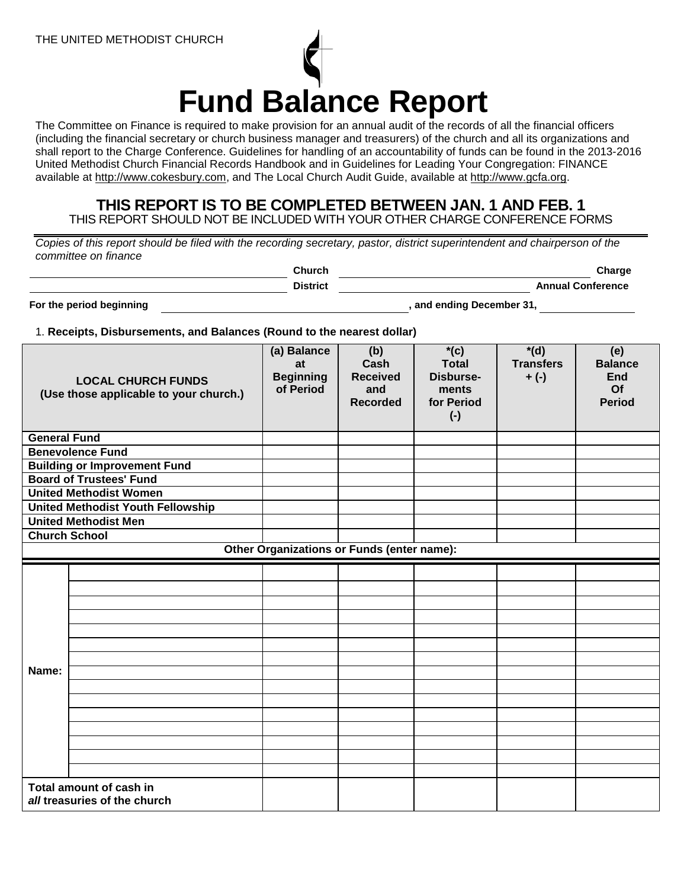THE UNITED METHODIST CHURCH

# Fund Balance Report

The Committee on Finance is required to make provision for an annual audit of the records of all the financial officers (including the financial secretary or church business manager and treasurers) of the church and all its organizations and shall report to the Charge Conference. Guidelines for handling of an accountability of funds can be found in the 2013-2016 United Methodist Church Financial Records Handbook and in Guidelines for Leading Your Congregation: FINANCE available at http://www.cokesbury.com, and The Local Church Audit Guide, available at http://www.gcfa.org.

## THIS REPORT IS TO BE COMPLETED BETWEEN JAN. 1 AND FEB. 1

THIS REPORT SHOULD NOT BE INCLUDED WITH YOUR OTHER CHARGE CONFERENCE FORMS

*Copies of this report should be filed with the recording secretary, pastor, district superintendent and chairperson of the committee on finance*

______________________ **Church** ______________________ **Charge**

______________________ **District** ______________________ **Annual Conference**

**For the period beginning** ______________________ **, and ending December 31,** __________

1. **Receipts, Disbursements, and Balances (Round to the nearest dollar)**

| LOCAL CHURCH FUNDS (Use those applicable to your church.) | | (a) Balance at Beginning of Period | (b) Cash Received and Recorded | *(c) Total Disburse-ments for Period (-) | *(d) Transfers + (-) | (e) Balance End Of Period |
|---|---|---|---|---|---|---|
| **General Fund** | | | | | | |
| **Benevolence Fund** | | | | | | |
| **Building or Improvement Fund** | | | | | | |
| **Board of Trustees' Fund** | | | | | | |
| **United Methodist Women** | | | | | | |
| **United Methodist Youth Fellowship** | | | | | | |
| **United Methodist Men** | | | | | | |
| **Church School** | | | | | | |
| **Other Organizations or Funds (enter name):** | | | | | | |
| **Name:** | | | | | | |
| | | | | | | |
| | | | | | | |
| | | | | | | |
| | | | | | | |
| | | | | | | |
| | | | | | | |
| | | | | | | |
| | | | | | | |
| | | | | | | |
| | | | | | | |
| | | | | | | |
| | | | | | | |
| | | | | | | |
| | | | | | | |
| **Total amount of cash in *all* treasuries of the church** | | | | | | |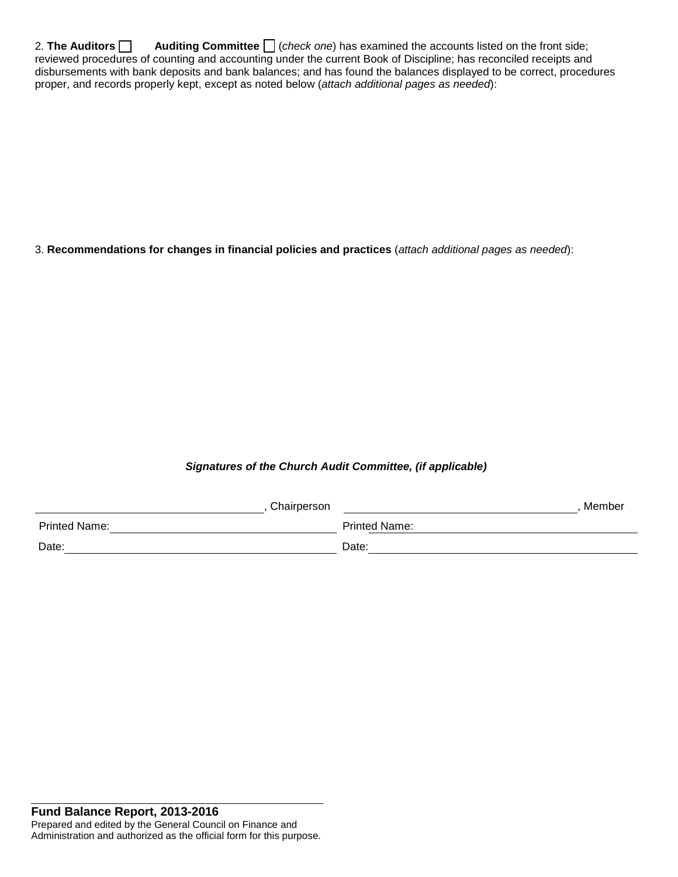2. **The Auditors** ☐ **Auditing Committee** ☐ (*check one*) has examined the accounts listed on the front side; reviewed procedures of counting and accounting under the current Book of Discipline; has reconciled receipts and disbursements with bank deposits and bank balances; and has found the balances displayed to be correct, procedures proper, and records properly kept, except as noted below (*attach additional pages as needed*):

3. **Recommendations for changes in financial policies and practices** (*attach additional pages as needed*):

***Signatures of the Church Audit Committee, (if applicable)***

| | |
|---|---|
| ____________________, Chairperson | ____________________, Member |
| Printed Name: ____________________ | Printed Name: ____________________ |
| Date: ____________________ | Date: ____________________ |

**Fund Balance Report, 2013-2016**
Prepared and edited by the General Council on Finance and Administration and authorized as the official form for this purpose.